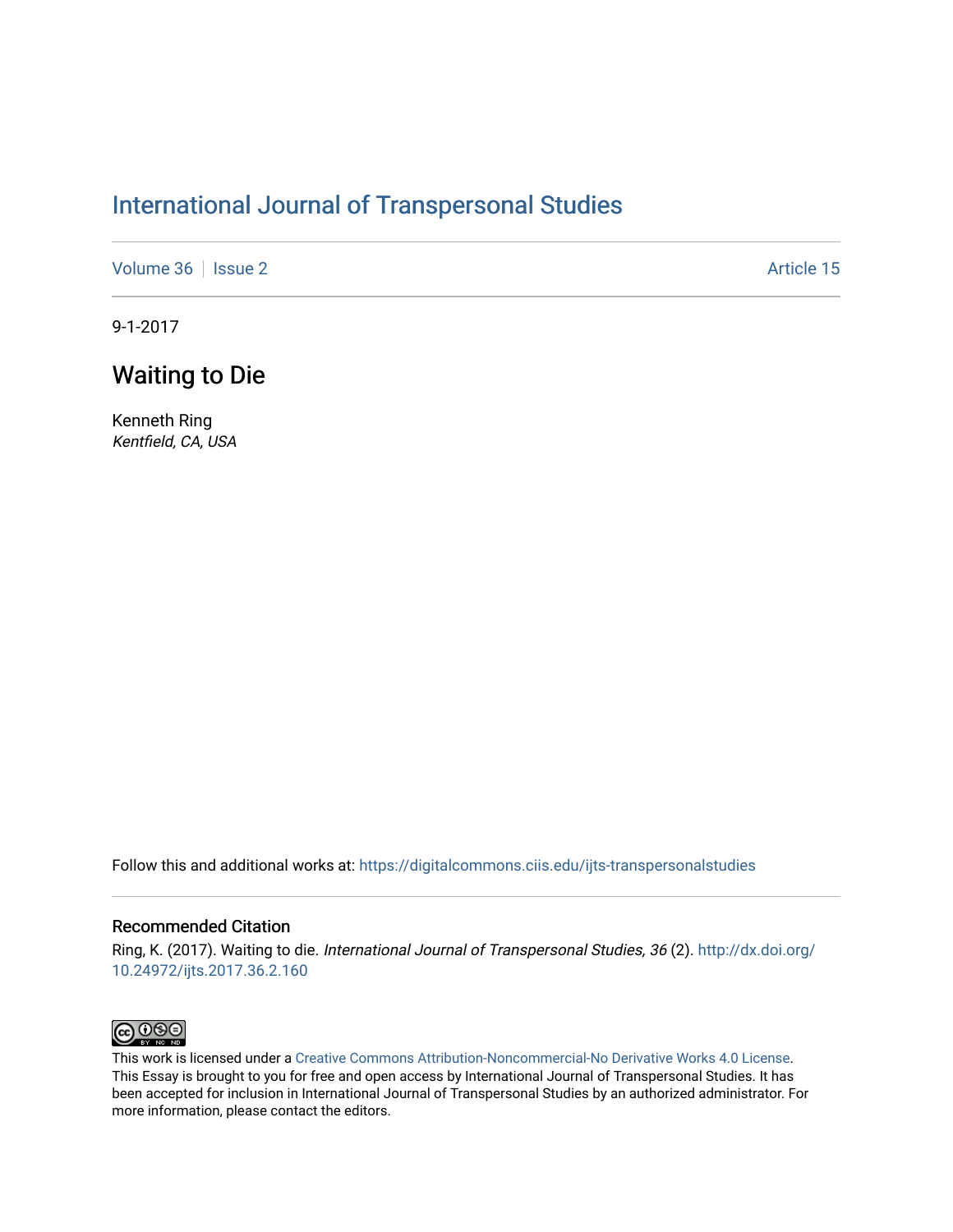# International Journal of Transpersonal Studies

Volume 36 | Issue 2 | Article 15

9-1-2017

## Waiting to Die

Kenneth Ring
*Kentfield, CA, USA*

Follow this and additional works at: https://digitalcommons.ciis.edu/ijts-transpersonalstudies

### Recommended Citation

Ring, K. (2017). Waiting to die. *International Journal of Transpersonal Studies, 36* (2). http://dx.doi.org/10.24972/ijts.2017.36.2.160

This work is licensed under a Creative Commons Attribution-Noncommercial-No Derivative Works 4.0 License. This Essay is brought to you for free and open access by International Journal of Transpersonal Studies. It has been accepted for inclusion in International Journal of Transpersonal Studies by an authorized administrator. For more information, please contact the editors.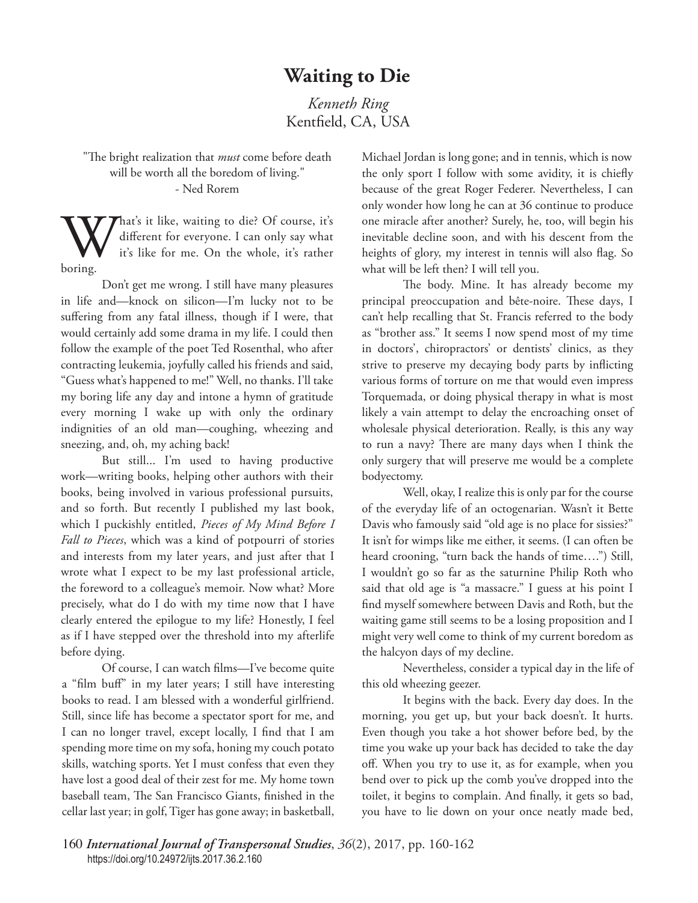# Waiting to Die

*Kenneth Ring*
Kentfield, CA, USA

"The bright realization that *must* come before death will be worth all the boredom of living."
- Ned Rorem

What's it like, waiting to die? Of course, it's different for everyone. I can only say what it's like for me. On the whole, it's rather boring.

Don't get me wrong. I still have many pleasures in life and—knock on silicon—I'm lucky not to be suffering from any fatal illness, though if I were, that would certainly add some drama in my life. I could then follow the example of the poet Ted Rosenthal, who after contracting leukemia, joyfully called his friends and said, "Guess what's happened to me!" Well, no thanks. I'll take my boring life any day and intone a hymn of gratitude every morning I wake up with only the ordinary indignities of an old man—coughing, wheezing and sneezing, and, oh, my aching back!

But still... I'm used to having productive work—writing books, helping other authors with their books, being involved in various professional pursuits, and so forth. But recently I published my last book, which I puckishly entitled, *Pieces of My Mind Before I Fall to Pieces*, which was a kind of potpourri of stories and interests from my later years, and just after that I wrote what I expect to be my last professional article, the foreword to a colleague's memoir. Now what? More precisely, what do I do with my time now that I have clearly entered the epilogue to my life? Honestly, I feel as if I have stepped over the threshold into my afterlife before dying.

Of course, I can watch films—I've become quite a "film buff" in my later years; I still have interesting books to read. I am blessed with a wonderful girlfriend. Still, since life has become a spectator sport for me, and I can no longer travel, except locally, I find that I am spending more time on my sofa, honing my couch potato skills, watching sports. Yet I must confess that even they have lost a good deal of their zest for me. My home town baseball team, The San Francisco Giants, finished in the cellar last year; in golf, Tiger has gone away; in basketball, Michael Jordan is long gone; and in tennis, which is now the only sport I follow with some avidity, it is chiefly because of the great Roger Federer. Nevertheless, I can only wonder how long he can at 36 continue to produce one miracle after another? Surely, he, too, will begin his inevitable decline soon, and with his descent from the heights of glory, my interest in tennis will also flag. So what will be left then? I will tell you.

The body. Mine. It has already become my principal preoccupation and bête-noire. These days, I can't help recalling that St. Francis referred to the body as "brother ass." It seems I now spend most of my time in doctors', chiropractors' or dentists' clinics, as they strive to preserve my decaying body parts by inflicting various forms of torture on me that would even impress Torquemada, or doing physical therapy in what is most likely a vain attempt to delay the encroaching onset of wholesale physical deterioration. Really, is this any way to run a navy? There are many days when I think the only surgery that will preserve me would be a complete bodyectomy.

Well, okay, I realize this is only par for the course of the everyday life of an octogenarian. Wasn't it Bette Davis who famously said "old age is no place for sissies?" It isn't for wimps like me either, it seems. (I can often be heard crooning, "turn back the hands of time….") Still, I wouldn't go so far as the saturnine Philip Roth who said that old age is "a massacre." I guess at his point I find myself somewhere between Davis and Roth, but the waiting game still seems to be a losing proposition and I might very well come to think of my current boredom as the halcyon days of my decline.

Nevertheless, consider a typical day in the life of this old wheezing geezer.

It begins with the back. Every day does. In the morning, you get up, but your back doesn't. It hurts. Even though you take a hot shower before bed, by the time you wake up your back has decided to take the day off. When you try to use it, as for example, when you bend over to pick up the comb you've dropped into the toilet, it begins to complain. And finally, it gets so bad, you have to lie down on your once neatly made bed,

https://doi.org/10.24972/ijts.2017.36.2.160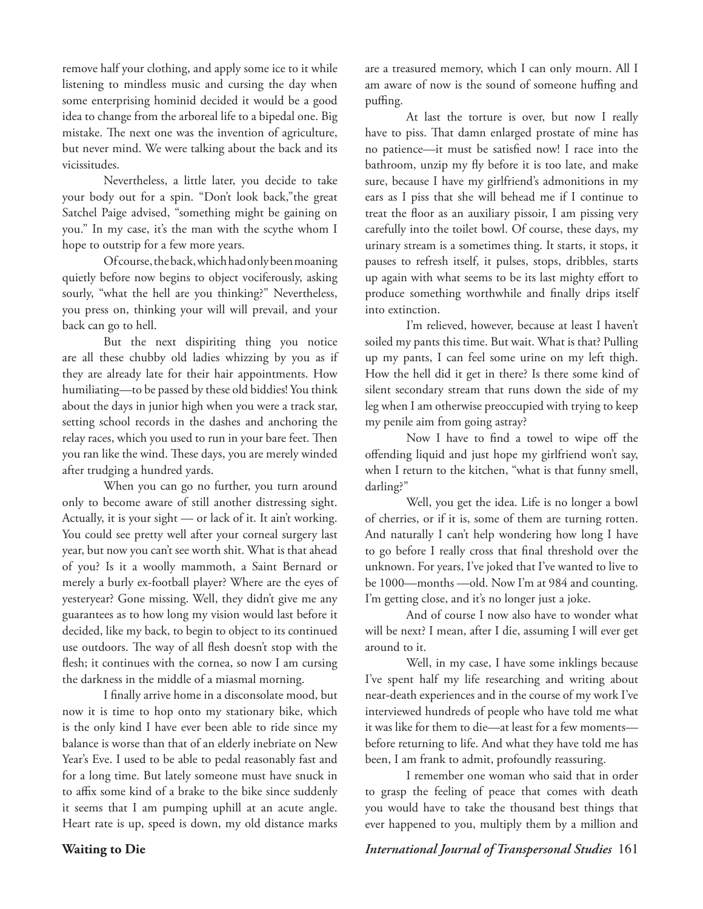remove half your clothing, and apply some ice to it while listening to mindless music and cursing the day when some enterprising hominid decided it would be a good idea to change from the arboreal life to a bipedal one. Big mistake. The next one was the invention of agriculture, but never mind. We were talking about the back and its vicissitudes.

Nevertheless, a little later, you decide to take your body out for a spin. "Don't look back,"the great Satchel Paige advised, "something might be gaining on you." In my case, it's the man with the scythe whom I hope to outstrip for a few more years.

Of course, the back, which had only been moaning quietly before now begins to object vociferously, asking sourly, "what the hell are you thinking?" Nevertheless, you press on, thinking your will will prevail, and your back can go to hell.

But the next dispiriting thing you notice are all these chubby old ladies whizzing by you as if they are already late for their hair appointments. How humiliating—to be passed by these old biddies! You think about the days in junior high when you were a track star, setting school records in the dashes and anchoring the relay races, which you used to run in your bare feet. Then you ran like the wind. These days, you are merely winded after trudging a hundred yards.

When you can go no further, you turn around only to become aware of still another distressing sight. Actually, it is your sight — or lack of it. It ain't working. You could see pretty well after your corneal surgery last year, but now you can't see worth shit. What is that ahead of you? Is it a woolly mammoth, a Saint Bernard or merely a burly ex-football player? Where are the eyes of yesteryear? Gone missing. Well, they didn't give me any guarantees as to how long my vision would last before it decided, like my back, to begin to object to its continued use outdoors. The way of all flesh doesn't stop with the flesh; it continues with the cornea, so now I am cursing the darkness in the middle of a miasmal morning.

I finally arrive home in a disconsolate mood, but now it is time to hop onto my stationary bike, which is the only kind I have ever been able to ride since my balance is worse than that of an elderly inebriate on New Year's Eve. I used to be able to pedal reasonably fast and for a long time. But lately someone must have snuck in to affix some kind of a brake to the bike since suddenly it seems that I am pumping uphill at an acute angle. Heart rate is up, speed is down, my old distance marks are a treasured memory, which I can only mourn. All I am aware of now is the sound of someone huffing and puffing.

At last the torture is over, but now I really have to piss. That damn enlarged prostate of mine has no patience—it must be satisfied now! I race into the bathroom, unzip my fly before it is too late, and make sure, because I have my girlfriend's admonitions in my ears as I piss that she will behead me if I continue to treat the floor as an auxiliary pissoir, I am pissing very carefully into the toilet bowl. Of course, these days, my urinary stream is a sometimes thing. It starts, it stops, it pauses to refresh itself, it pulses, stops, dribbles, starts up again with what seems to be its last mighty effort to produce something worthwhile and finally drips itself into extinction.

I'm relieved, however, because at least I haven't soiled my pants this time. But wait. What is that? Pulling up my pants, I can feel some urine on my left thigh. How the hell did it get in there? Is there some kind of silent secondary stream that runs down the side of my leg when I am otherwise preoccupied with trying to keep my penile aim from going astray?

Now I have to find a towel to wipe off the offending liquid and just hope my girlfriend won't say, when I return to the kitchen, "what is that funny smell, darling?"

Well, you get the idea. Life is no longer a bowl of cherries, or if it is, some of them are turning rotten. And naturally I can't help wondering how long I have to go before I really cross that final threshold over the unknown. For years, I've joked that I've wanted to live to be 1000—months —old. Now I'm at 984 and counting. I'm getting close, and it's no longer just a joke.

And of course I now also have to wonder what will be next? I mean, after I die, assuming I will ever get around to it.

Well, in my case, I have some inklings because I've spent half my life researching and writing about near-death experiences and in the course of my work I've interviewed hundreds of people who have told me what it was like for them to die—at least for a few moments—before returning to life. And what they have told me has been, I am frank to admit, profoundly reassuring.

I remember one woman who said that in order to grasp the feeling of peace that comes with death you would have to take the thousand best things that ever happened to you, multiply them by a million and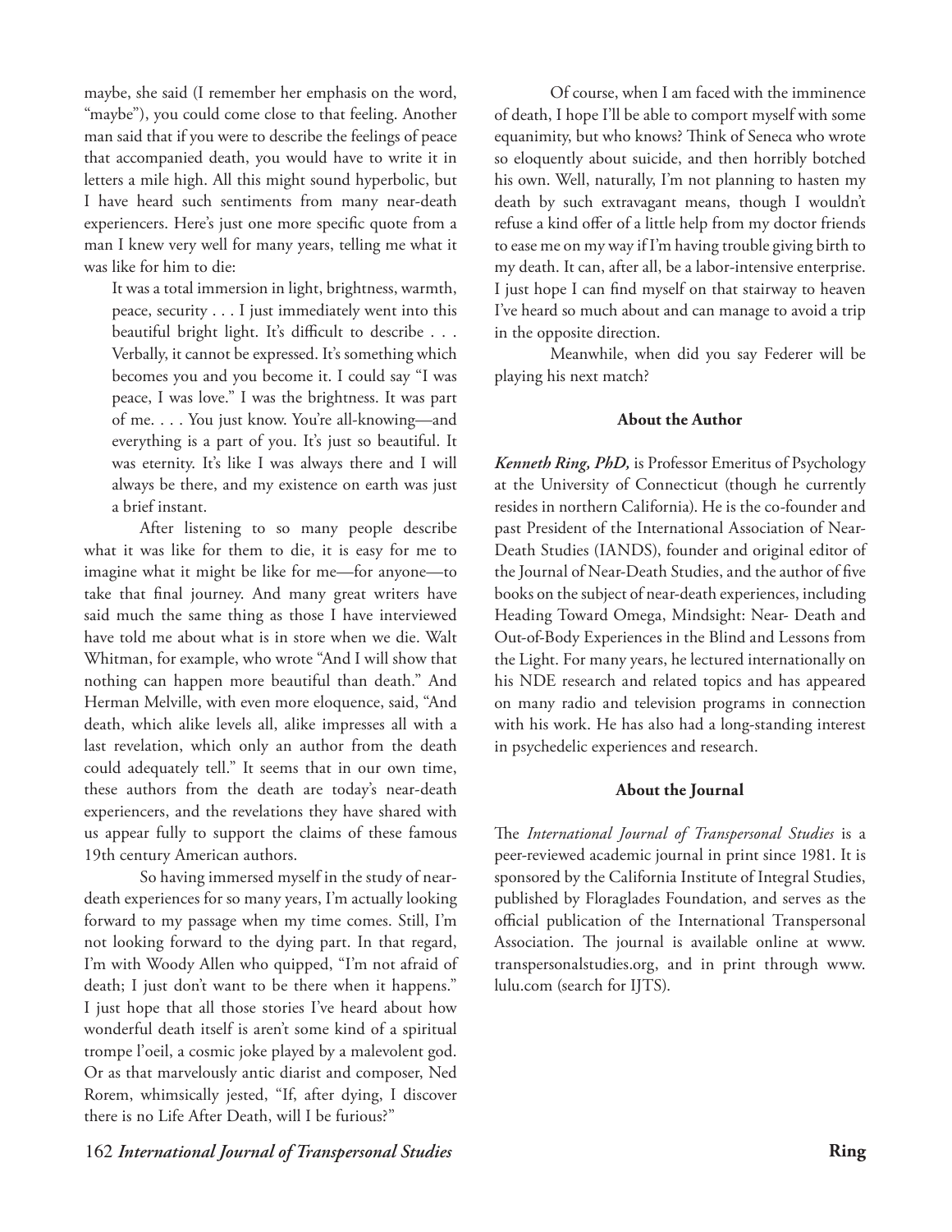maybe, she said (I remember her emphasis on the word, "maybe"), you could come close to that feeling. Another man said that if you were to describe the feelings of peace that accompanied death, you would have to write it in letters a mile high. All this might sound hyperbolic, but I have heard such sentiments from many near-death experiencers. Here's just one more specific quote from a man I knew very well for many years, telling me what it was like for him to die:

> It was a total immersion in light, brightness, warmth, peace, security . . . I just immediately went into this beautiful bright light. It's difficult to describe . . . Verbally, it cannot be expressed. It's something which becomes you and you become it. I could say "I was peace, I was love." I was the brightness. It was part of me. . . . You just know. You're all-knowing—and everything is a part of you. It's just so beautiful. It was eternity. It's like I was always there and I will always be there, and my existence on earth was just a brief instant.

After listening to so many people describe what it was like for them to die, it is easy for me to imagine what it might be like for me—for anyone—to take that final journey. And many great writers have said much the same thing as those I have interviewed have told me about what is in store when we die. Walt Whitman, for example, who wrote "And I will show that nothing can happen more beautiful than death." And Herman Melville, with even more eloquence, said, "And death, which alike levels all, alike impresses all with a last revelation, which only an author from the death could adequately tell." It seems that in our own time, these authors from the death are today's near-death experiencers, and the revelations they have shared with us appear fully to support the claims of these famous 19th century American authors.

So having immersed myself in the study of near-death experiences for so many years, I'm actually looking forward to my passage when my time comes. Still, I'm not looking forward to the dying part. In that regard, I'm with Woody Allen who quipped, "I'm not afraid of death; I just don't want to be there when it happens." I just hope that all those stories I've heard about how wonderful death itself is aren't some kind of a spiritual trompe l'oeil, a cosmic joke played by a malevolent god. Or as that marvelously antic diarist and composer, Ned Rorem, whimsically jested, "If, after dying, I discover there is no Life After Death, will I be furious?"

Of course, when I am faced with the imminence of death, I hope I'll be able to comport myself with some equanimity, but who knows? Think of Seneca who wrote so eloquently about suicide, and then horribly botched his own. Well, naturally, I'm not planning to hasten my death by such extravagant means, though I wouldn't refuse a kind offer of a little help from my doctor friends to ease me on my way if I'm having trouble giving birth to my death. It can, after all, be a labor-intensive enterprise. I just hope I can find myself on that stairway to heaven I've heard so much about and can manage to avoid a trip in the opposite direction.

Meanwhile, when did you say Federer will be playing his next match?

### About the Author

***Kenneth Ring, PhD,*** is Professor Emeritus of Psychology at the University of Connecticut (though he currently resides in northern California). He is the co-founder and past President of the International Association of Near-Death Studies (IANDS), founder and original editor of the Journal of Near-Death Studies, and the author of five books on the subject of near-death experiences, including Heading Toward Omega, Mindsight: Near- Death and Out-of-Body Experiences in the Blind and Lessons from the Light. For many years, he lectured internationally on his NDE research and related topics and has appeared on many radio and television programs in connection with his work. He has also had a long-standing interest in psychedelic experiences and research.

### About the Journal

The *International Journal of Transpersonal Studies* is a peer-reviewed academic journal in print since 1981. It is sponsored by the California Institute of Integral Studies, published by Floraglades Foundation, and serves as the official publication of the International Transpersonal Association. The journal is available online at www.transpersonalstudies.org, and in print through www.lulu.com (search for IJTS).